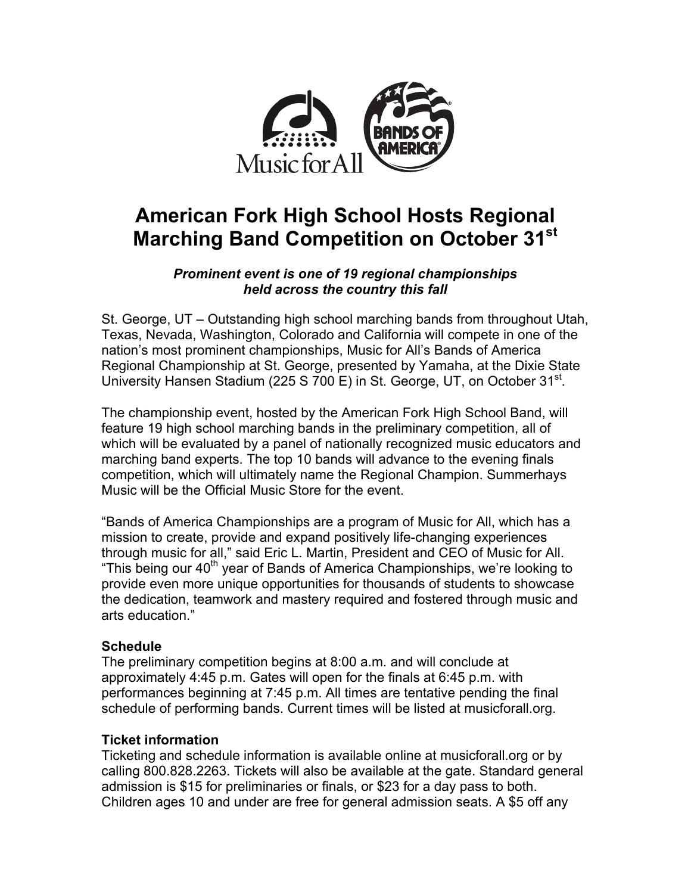Music for All

BANDS OF AMERICA

# American Fork High School Hosts Regional Marching Band Competition on October 31st

***Prominent event is one of 19 regional championships held across the country this fall***

St. George, UT – Outstanding high school marching bands from throughout Utah, Texas, Nevada, Washington, Colorado and California will compete in one of the nation's most prominent championships, Music for All's Bands of America Regional Championship at St. George, presented by Yamaha, at the Dixie State University Hansen Stadium (225 S 700 E) in St. George, UT, on October 31st.

The championship event, hosted by the American Fork High School Band, will feature 19 high school marching bands in the preliminary competition, all of which will be evaluated by a panel of nationally recognized music educators and marching band experts. The top 10 bands will advance to the evening finals competition, which will ultimately name the Regional Champion. Summerhays Music will be the Official Music Store for the event.

"Bands of America Championships are a program of Music for All, which has a mission to create, provide and expand positively life-changing experiences through music for all," said Eric L. Martin, President and CEO of Music for All. "This being our 40th year of Bands of America Championships, we're looking to provide even more unique opportunities for thousands of students to showcase the dedication, teamwork and mastery required and fostered through music and arts education."

**Schedule**

The preliminary competition begins at 8:00 a.m. and will conclude at approximately 4:45 p.m. Gates will open for the finals at 6:45 p.m. with performances beginning at 7:45 p.m. All times are tentative pending the final schedule of performing bands. Current times will be listed at musicforall.org.

**Ticket information**

Ticketing and schedule information is available online at musicforall.org or by calling 800.828.2263. Tickets will also be available at the gate. Standard general admission is $15 for preliminaries or finals, or $23 for a day pass to both. Children ages 10 and under are free for general admission seats. A $5 off any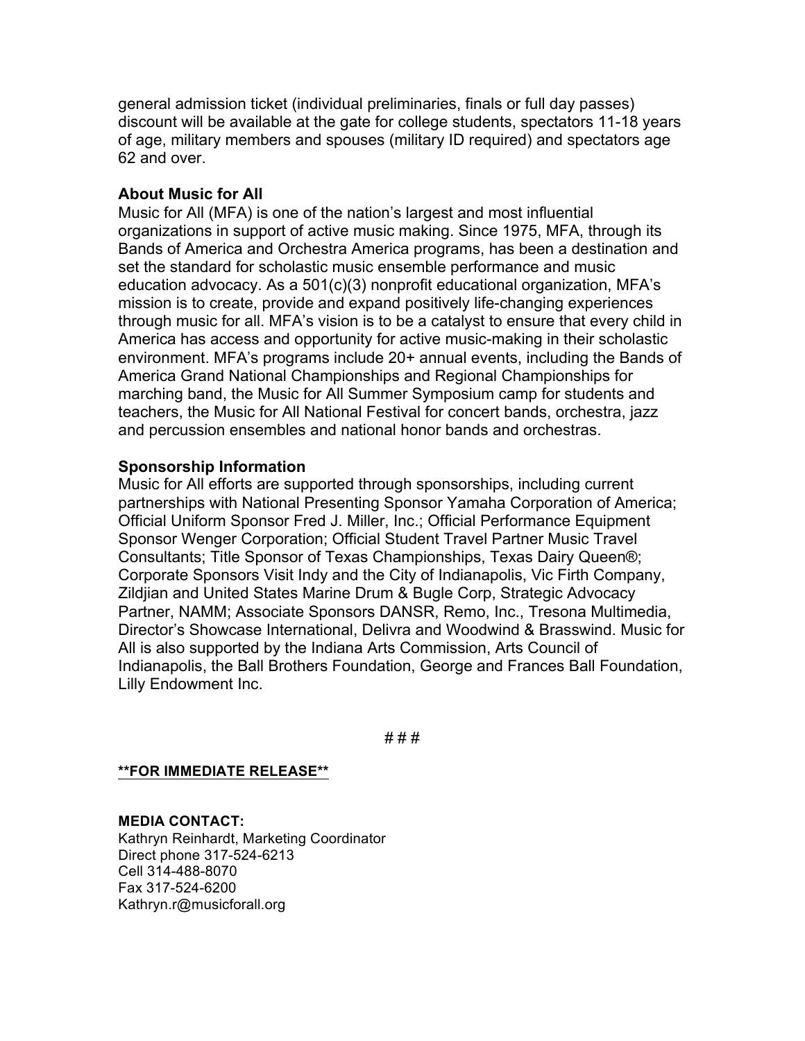general admission ticket (individual preliminaries, finals or full day passes) discount will be available at the gate for college students, spectators 11-18 years of age, military members and spouses (military ID required) and spectators age 62 and over.

**About Music for All**

Music for All (MFA) is one of the nation's largest and most influential organizations in support of active music making. Since 1975, MFA, through its Bands of America and Orchestra America programs, has been a destination and set the standard for scholastic music ensemble performance and music education advocacy. As a 501(c)(3) nonprofit educational organization, MFA's mission is to create, provide and expand positively life-changing experiences through music for all. MFA's vision is to be a catalyst to ensure that every child in America has access and opportunity for active music-making in their scholastic environment. MFA's programs include 20+ annual events, including the Bands of America Grand National Championships and Regional Championships for marching band, the Music for All Summer Symposium camp for students and teachers, the Music for All National Festival for concert bands, orchestra, jazz and percussion ensembles and national honor bands and orchestras.

**Sponsorship Information**

Music for All efforts are supported through sponsorships, including current partnerships with National Presenting Sponsor Yamaha Corporation of America; Official Uniform Sponsor Fred J. Miller, Inc.; Official Performance Equipment Sponsor Wenger Corporation; Official Student Travel Partner Music Travel Consultants; Title Sponsor of Texas Championships, Texas Dairy Queen®; Corporate Sponsors Visit Indy and the City of Indianapolis, Vic Firth Company, Zildjian and United States Marine Drum & Bugle Corp, Strategic Advocacy Partner, NAMM; Associate Sponsors DANSR, Remo, Inc., Tresona Multimedia, Director's Showcase International, Delivra and Woodwind & Brasswind. Music for All is also supported by the Indiana Arts Commission, Arts Council of Indianapolis, the Ball Brothers Foundation, George and Frances Ball Foundation, Lilly Endowment Inc.

# # #

**\*\*FOR IMMEDIATE RELEASE\*\***

**MEDIA CONTACT:**
Kathryn Reinhardt, Marketing Coordinator
Direct phone 317-524-6213
Cell 314-488-8070
Fax 317-524-6200
Kathryn.r@musicforall.org